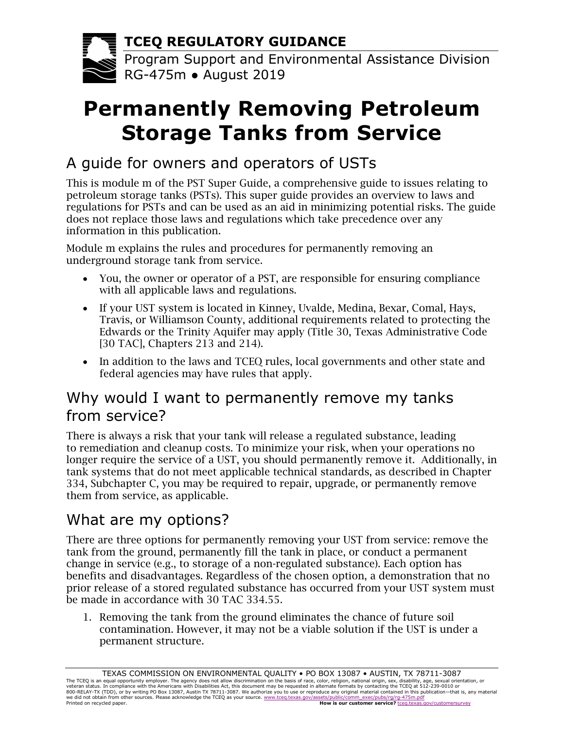**TCEQ REGULATORY GUIDANCE**

Program Support and Environmental Assistance Division
RG-475m ● August 2019

# Permanently Removing Petroleum Storage Tanks from Service

## A guide for owners and operators of USTs

This is module m of the PST Super Guide, a comprehensive guide to issues relating to petroleum storage tanks (PSTs). This super guide provides an overview to laws and regulations for PSTs and can be used as an aid in minimizing potential risks. The guide does not replace those laws and regulations which take precedence over any information in this publication.

Module m explains the rules and procedures for permanently removing an underground storage tank from service.

- You, the owner or operator of a PST, are responsible for ensuring compliance with all applicable laws and regulations.
- If your UST system is located in Kinney, Uvalde, Medina, Bexar, Comal, Hays, Travis, or Williamson County, additional requirements related to protecting the Edwards or the Trinity Aquifer may apply (Title 30, Texas Administrative Code [30 TAC], Chapters 213 and 214).
- In addition to the laws and TCEQ rules, local governments and other state and federal agencies may have rules that apply.

## Why would I want to permanently remove my tanks from service?

There is always a risk that your tank will release a regulated substance, leading to remediation and cleanup costs. To minimize your risk, when your operations no longer require the service of a UST, you should permanently remove it. Additionally, in tank systems that do not meet applicable technical standards, as described in Chapter 334, Subchapter C, you may be required to repair, upgrade, or permanently remove them from service, as applicable.

## What are my options?

There are three options for permanently removing your UST from service: remove the tank from the ground, permanently fill the tank in place, or conduct a permanent change in service (e.g., to storage of a non-regulated substance). Each option has benefits and disadvantages. Regardless of the chosen option, a demonstration that no prior release of a stored regulated substance has occurred from your UST system must be made in accordance with 30 TAC 334.55.

1. Removing the tank from the ground eliminates the chance of future soil contamination. However, it may not be a viable solution if the UST is under a permanent structure.

TEXAS COMMISSION ON ENVIRONMENTAL QUALITY • PO BOX 13087 • AUSTIN, TX 78711-3087
The TCEQ is an equal opportunity employer. The agency does not allow discrimination on the basis of race, color, religion, national origin, sex, disability, age, sexual orientation, or veteran status. In compliance with the Americans with Disabilities Act, this document may be requested in alternate formats by contacting the TCEQ at 512-239-0010 or 800-RELAY-TX (TDD), or by writing PO Box 13087, Austin TX 78711-3087. We authorize you to use or reproduce any original material contained in this publication—that is, any material we did not obtain from other sources. Please acknowledge the TCEQ as your source. www.tceq.texas.gov/assets/public/comm_exec/pubs/rg/rg-475m.pdf
Printed on recycled paper. **How is our customer service?** tceq.texas.gov/customersurvey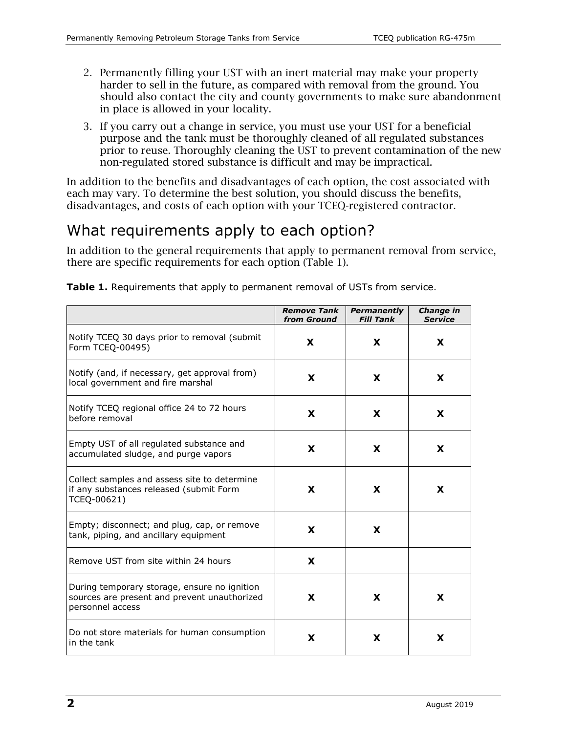2. Permanently filling your UST with an inert material may make your property harder to sell in the future, as compared with removal from the ground. You should also contact the city and county governments to make sure abandonment in place is allowed in your locality.
3. If you carry out a change in service, you must use your UST for a beneficial purpose and the tank must be thoroughly cleaned of all regulated substances prior to reuse. Thoroughly cleaning the UST to prevent contamination of the new non-regulated stored substance is difficult and may be impractical.

In addition to the benefits and disadvantages of each option, the cost associated with each may vary. To determine the best solution, you should discuss the benefits, disadvantages, and costs of each option with your TCEQ-registered contractor.

## What requirements apply to each option?

In addition to the general requirements that apply to permanent removal from service, there are specific requirements for each option (Table 1).

**Table 1.** Requirements that apply to permanent removal of USTs from service.

| | ***Remove Tank from Ground*** | ***Permanently Fill Tank*** | ***Change in Service*** |
|---|---|---|---|
| Notify TCEQ 30 days prior to removal (submit Form TCEQ-00495) | **X** | **X** | **X** |
| Notify (and, if necessary, get approval from) local government and fire marshal | **X** | **X** | **X** |
| Notify TCEQ regional office 24 to 72 hours before removal | **X** | **X** | **X** |
| Empty UST of all regulated substance and accumulated sludge, and purge vapors | **X** | **X** | **X** |
| Collect samples and assess site to determine if any substances released (submit Form TCEQ-00621) | **X** | **X** | **X** |
| Empty; disconnect; and plug, cap, or remove tank, piping, and ancillary equipment | **X** | **X** | |
| Remove UST from site within 24 hours | **X** | | |
| During temporary storage, ensure no ignition sources are present and prevent unauthorized personnel access | **X** | **X** | **X** |
| Do not store materials for human consumption in the tank | **X** | **X** | **X** |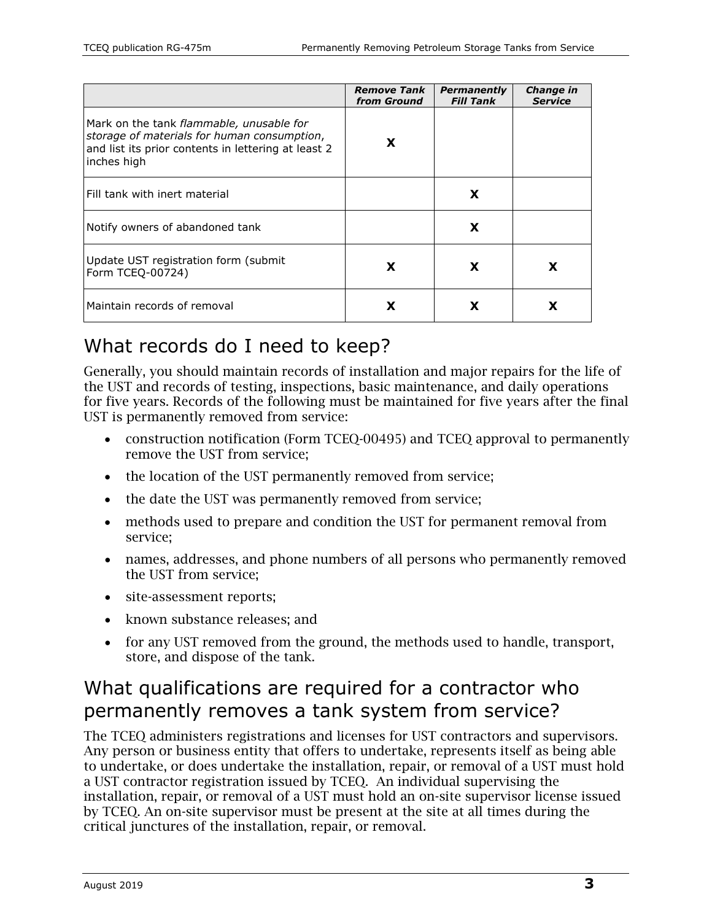| | ***Remove Tank from Ground*** | ***Permanently Fill Tank*** | ***Change in Service*** |
|---|---|---|---|
| Mark on the tank *flammable, unusable for storage of materials for human consumption*, and list its prior contents in lettering at least 2 inches high | **X** | | |
| Fill tank with inert material | | **X** | |
| Notify owners of abandoned tank | | **X** | |
| Update UST registration form (submit Form TCEQ-00724) | **X** | **X** | **X** |
| Maintain records of removal | **X** | **X** | **X** |

## What records do I need to keep?

Generally, you should maintain records of installation and major repairs for the life of the UST and records of testing, inspections, basic maintenance, and daily operations for five years. Records of the following must be maintained for five years after the final UST is permanently removed from service:

- construction notification (Form TCEQ-00495) and TCEQ approval to permanently remove the UST from service;
- the location of the UST permanently removed from service;
- the date the UST was permanently removed from service;
- methods used to prepare and condition the UST for permanent removal from service;
- names, addresses, and phone numbers of all persons who permanently removed the UST from service;
- site-assessment reports;
- known substance releases; and
- for any UST removed from the ground, the methods used to handle, transport, store, and dispose of the tank.

## What qualifications are required for a contractor who permanently removes a tank system from service?

The TCEQ administers registrations and licenses for UST contractors and supervisors. Any person or business entity that offers to undertake, represents itself as being able to undertake, or does undertake the installation, repair, or removal of a UST must hold a UST contractor registration issued by TCEQ. An individual supervising the installation, repair, or removal of a UST must hold an on-site supervisor license issued by TCEQ. An on-site supervisor must be present at the site at all times during the critical junctures of the installation, repair, or removal.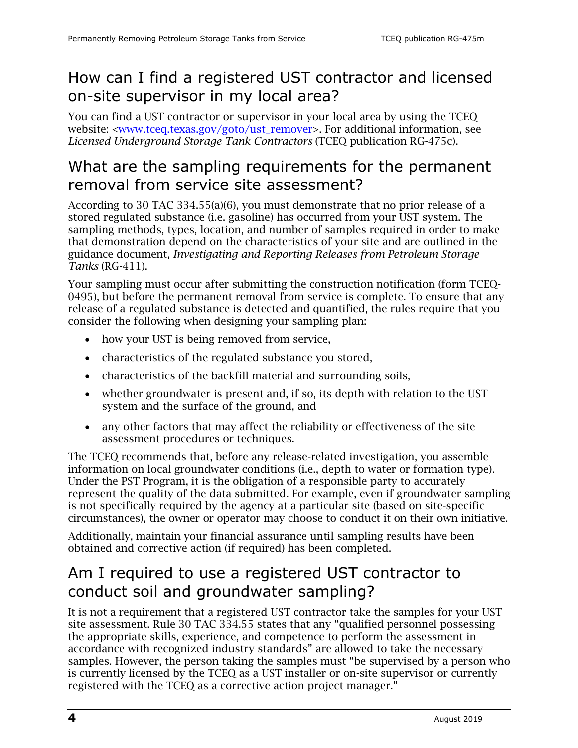## How can I find a registered UST contractor and licensed on-site supervisor in my local area?

You can find a UST contractor or supervisor in your local area by using the TCEQ website: <www.tceq.texas.gov/goto/ust_remover>. For additional information, see *Licensed Underground Storage Tank Contractors* (TCEQ publication RG-475c).

## What are the sampling requirements for the permanent removal from service site assessment?

According to 30 TAC 334.55(a)(6), you must demonstrate that no prior release of a stored regulated substance (i.e. gasoline) has occurred from your UST system. The sampling methods, types, location, and number of samples required in order to make that demonstration depend on the characteristics of your site and are outlined in the guidance document, *Investigating and Reporting Releases from Petroleum Storage Tanks* (RG-411).

Your sampling must occur after submitting the construction notification (form TCEQ-0495), but before the permanent removal from service is complete. To ensure that any release of a regulated substance is detected and quantified, the rules require that you consider the following when designing your sampling plan:

- how your UST is being removed from service,
- characteristics of the regulated substance you stored,
- characteristics of the backfill material and surrounding soils,
- whether groundwater is present and, if so, its depth with relation to the UST system and the surface of the ground, and
- any other factors that may affect the reliability or effectiveness of the site assessment procedures or techniques.

The TCEQ recommends that, before any release-related investigation, you assemble information on local groundwater conditions (i.e., depth to water or formation type). Under the PST Program, it is the obligation of a responsible party to accurately represent the quality of the data submitted. For example, even if groundwater sampling is not specifically required by the agency at a particular site (based on site-specific circumstances), the owner or operator may choose to conduct it on their own initiative.

Additionally, maintain your financial assurance until sampling results have been obtained and corrective action (if required) has been completed.

## Am I required to use a registered UST contractor to conduct soil and groundwater sampling?

It is not a requirement that a registered UST contractor take the samples for your UST site assessment. Rule 30 TAC 334.55 states that any "qualified personnel possessing the appropriate skills, experience, and competence to perform the assessment in accordance with recognized industry standards" are allowed to take the necessary samples. However, the person taking the samples must "be supervised by a person who is currently licensed by the TCEQ as a UST installer or on-site supervisor or currently registered with the TCEQ as a corrective action project manager."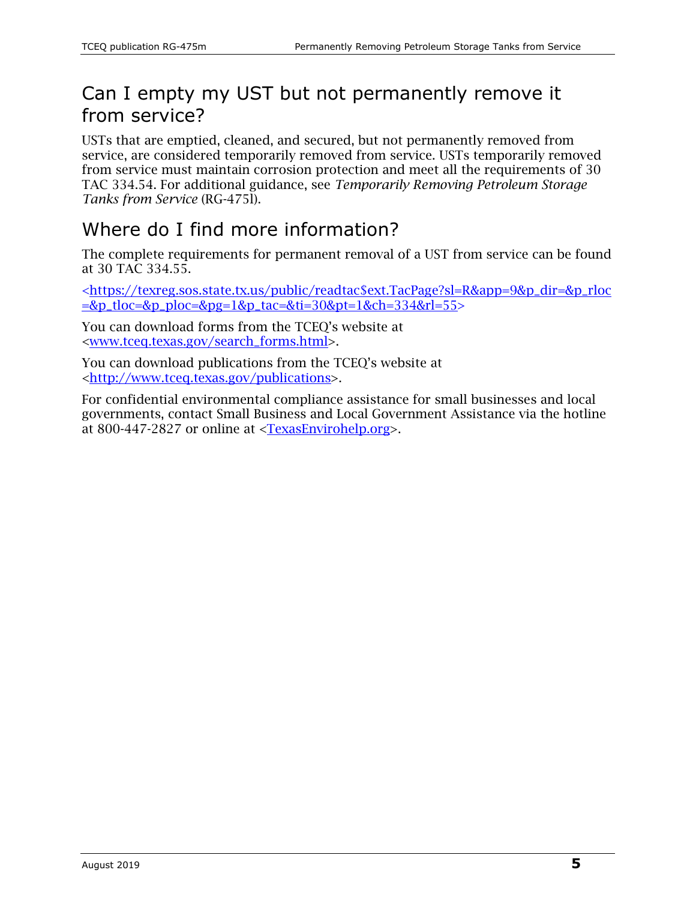## Can I empty my UST but not permanently remove it from service?

USTs that are emptied, cleaned, and secured, but not permanently removed from service, are considered temporarily removed from service. USTs temporarily removed from service must maintain corrosion protection and meet all the requirements of 30 TAC 334.54. For additional guidance, see *Temporarily Removing Petroleum Storage Tanks from Service* (RG-475l).

## Where do I find more information?

The complete requirements for permanent removal of a UST from service can be found at 30 TAC 334.55.

<https://texreg.sos.state.tx.us/public/readtac$ext.TacPage?sl=R&app=9&p_dir=&p_rloc=&p_tloc=&p_ploc=&pg=1&p_tac=&ti=30&pt=1&ch=334&rl=55>

You can download forms from the TCEQ's website at <www.tceq.texas.gov/search_forms.html>.

You can download publications from the TCEQ's website at <http://www.tceq.texas.gov/publications>.

For confidential environmental compliance assistance for small businesses and local governments, contact Small Business and Local Government Assistance via the hotline at 800-447-2827 or online at <TexasEnvirohelp.org>.